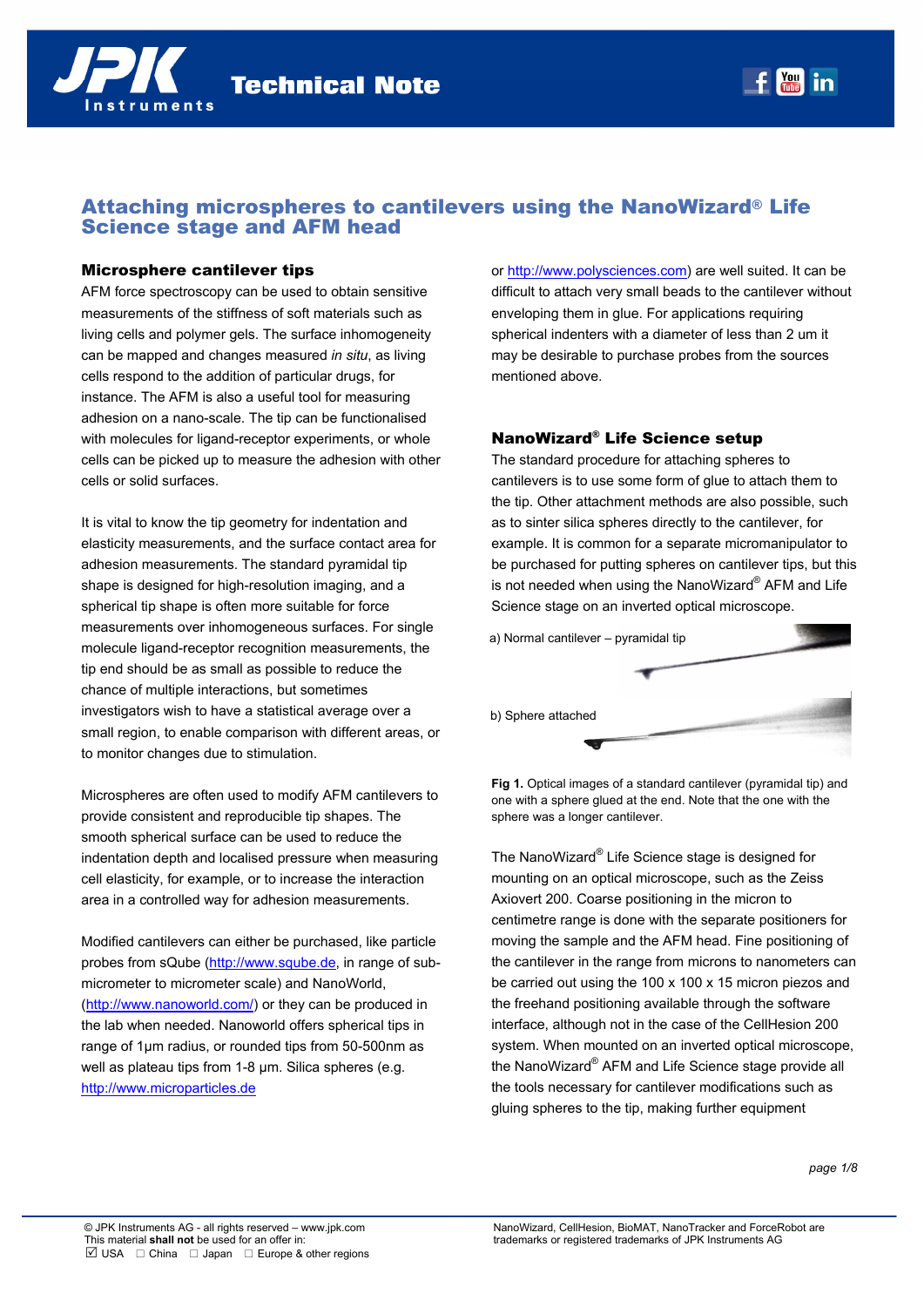# Attaching microspheres to cantilevers using the NanoWizard® Life Science stage and AFM head

## Microsphere cantilever tips

AFM force spectroscopy can be used to obtain sensitive measurements of the stiffness of soft materials such as living cells and polymer gels. The surface inhomogeneity can be mapped and changes measured *in situ*, as living cells respond to the addition of particular drugs, for instance. The AFM is also a useful tool for measuring adhesion on a nano-scale. The tip can be functionalised with molecules for ligand-receptor experiments, or whole cells can be picked up to measure the adhesion with other cells or solid surfaces.

It is vital to know the tip geometry for indentation and elasticity measurements, and the surface contact area for adhesion measurements. The standard pyramidal tip shape is designed for high-resolution imaging, and a spherical tip shape is often more suitable for force measurements over inhomogeneous surfaces. For single molecule ligand-receptor recognition measurements, the tip end should be as small as possible to reduce the chance of multiple interactions, but sometimes investigators wish to have a statistical average over a small region, to enable comparison with different areas, or to monitor changes due to stimulation.

Microspheres are often used to modify AFM cantilevers to provide consistent and reproducible tip shapes. The smooth spherical surface can be used to reduce the indentation depth and localised pressure when measuring cell elasticity, for example, or to increase the interaction area in a controlled way for adhesion measurements.

Modified cantilevers can either be purchased, like particle probes from sQube (http://www.sqube.de, in range of sub-micrometer to micrometer scale) and NanoWorld, (http://www.nanoworld.com/) or they can be produced in the lab when needed. Nanoworld offers spherical tips in range of 1µm radius, or rounded tips from 50-500nm as well as plateau tips from 1-8 µm. Silica spheres (e.g. http://www.microparticles.de or http://www.polysciences.com) are well suited. It can be difficult to attach very small beads to the cantilever without enveloping them in glue. For applications requiring spherical indenters with a diameter of less than 2 um it may be desirable to purchase probes from the sources mentioned above.

## NanoWizard® Life Science setup

The standard procedure for attaching spheres to cantilevers is to use some form of glue to attach them to the tip. Other attachment methods are also possible, such as to sinter silica spheres directly to the cantilever, for example. It is common for a separate micromanipulator to be purchased for putting spheres on cantilever tips, but this is not needed when using the NanoWizard® AFM and Life Science stage on an inverted optical microscope.

a) Normal cantilever – pyramidal tip

b) Sphere attached

**Fig 1.** Optical images of a standard cantilever (pyramidal tip) and one with a sphere glued at the end. Note that the one with the sphere was a longer cantilever.

The NanoWizard® Life Science stage is designed for mounting on an optical microscope, such as the Zeiss Axiovert 200. Coarse positioning in the micron to centimetre range is done with the separate positioners for moving the sample and the AFM head. Fine positioning of the cantilever in the range from microns to nanometers can be carried out using the 100 x 100 x 15 micron piezos and the freehand positioning available through the software interface, although not in the case of the CellHesion 200 system. When mounted on an inverted optical microscope, the NanoWizard® AFM and Life Science stage provide all the tools necessary for cantilever modifications such as gluing spheres to the tip, making further equipment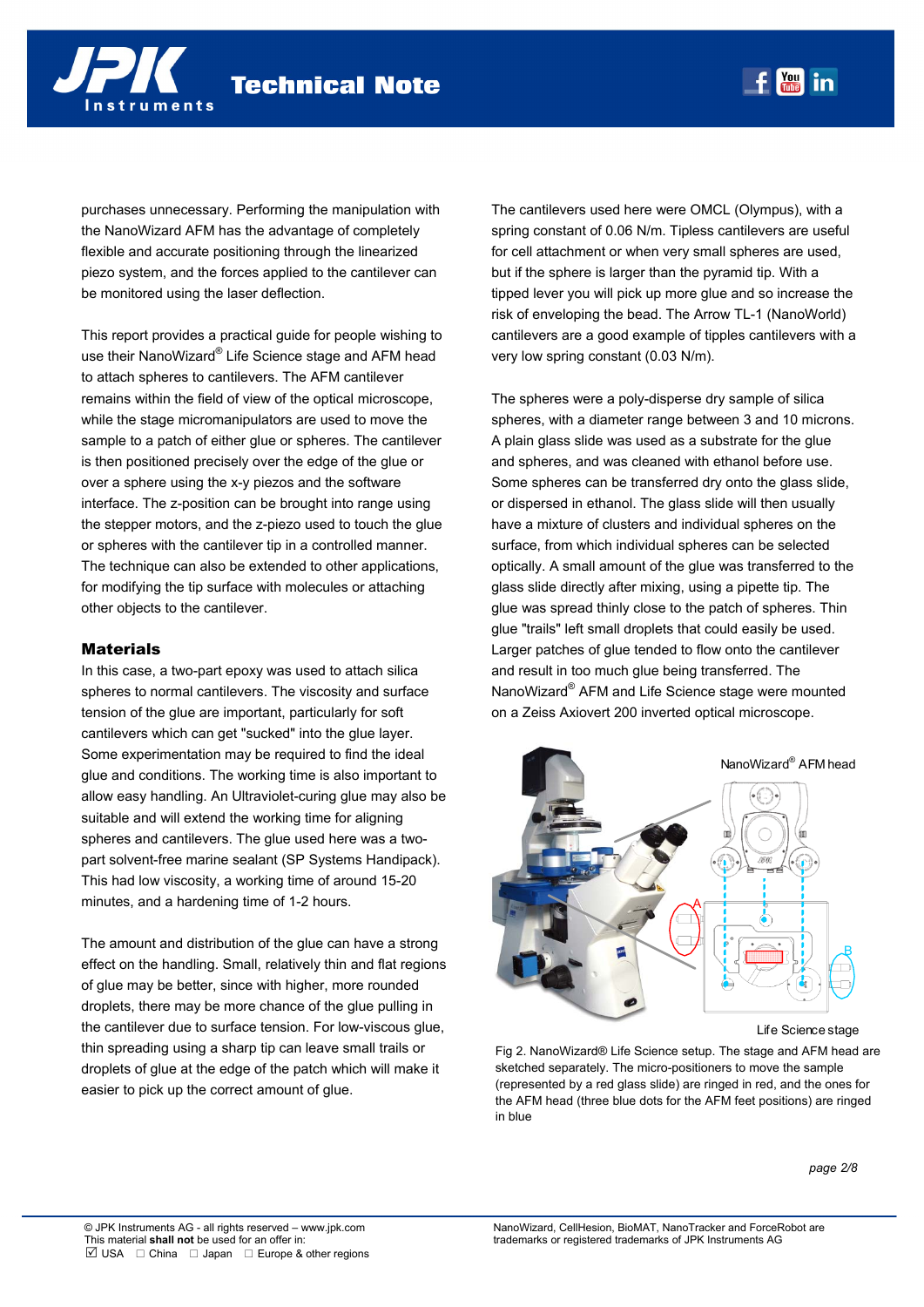purchases unnecessary. Performing the manipulation with the NanoWizard AFM has the advantage of completely flexible and accurate positioning through the linearized piezo system, and the forces applied to the cantilever can be monitored using the laser deflection.

This report provides a practical guide for people wishing to use their NanoWizard® Life Science stage and AFM head to attach spheres to cantilevers. The AFM cantilever remains within the field of view of the optical microscope, while the stage micromanipulators are used to move the sample to a patch of either glue or spheres. The cantilever is then positioned precisely over the edge of the glue or over a sphere using the x-y piezos and the software interface. The z-position can be brought into range using the stepper motors, and the z-piezo used to touch the glue or spheres with the cantilever tip in a controlled manner. The technique can also be extended to other applications, for modifying the tip surface with molecules or attaching other objects to the cantilever.

## Materials

In this case, a two-part epoxy was used to attach silica spheres to normal cantilevers. The viscosity and surface tension of the glue are important, particularly for soft cantilevers which can get "sucked" into the glue layer. Some experimentation may be required to find the ideal glue and conditions. The working time is also important to allow easy handling. An Ultraviolet-curing glue may also be suitable and will extend the working time for aligning spheres and cantilevers. The glue used here was a two-part solvent-free marine sealant (SP Systems Handipack). This had low viscosity, a working time of around 15-20 minutes, and a hardening time of 1-2 hours.

The amount and distribution of the glue can have a strong effect on the handling. Small, relatively thin and flat regions of glue may be better, since with higher, more rounded droplets, there may be more chance of the glue pulling in the cantilever due to surface tension. For low-viscous glue, thin spreading using a sharp tip can leave small trails or droplets of glue at the edge of the patch which will make it easier to pick up the correct amount of glue.

The cantilevers used here were OMCL (Olympus), with a spring constant of 0.06 N/m. Tipless cantilevers are useful for cell attachment or when very small spheres are used, but if the sphere is larger than the pyramid tip. With a tipped lever you will pick up more glue and so increase the risk of enveloping the bead. The Arrow TL-1 (NanoWorld) cantilevers are a good example of tipples cantilevers with a very low spring constant (0.03 N/m).

The spheres were a poly-disperse dry sample of silica spheres, with a diameter range between 3 and 10 microns. A plain glass slide was used as a substrate for the glue and spheres, and was cleaned with ethanol before use. Some spheres can be transferred dry onto the glass slide, or dispersed in ethanol. The glass slide will then usually have a mixture of clusters and individual spheres on the surface, from which individual spheres can be selected optically. A small amount of the glue was transferred to the glass slide directly after mixing, using a pipette tip. The glue was spread thinly close to the patch of spheres. Thin glue "trails" left small droplets that could easily be used. Larger patches of glue tended to flow onto the cantilever and result in too much glue being transferred. The NanoWizard® AFM and Life Science stage were mounted on a Zeiss Axiovert 200 inverted optical microscope.

Fig 2. NanoWizard® Life Science setup. The stage and AFM head are sketched separately. The micro-positioners to move the sample (represented by a red glass slide) are ringed in red, and the ones for the AFM head (three blue dots for the AFM feet positions) are ringed in blue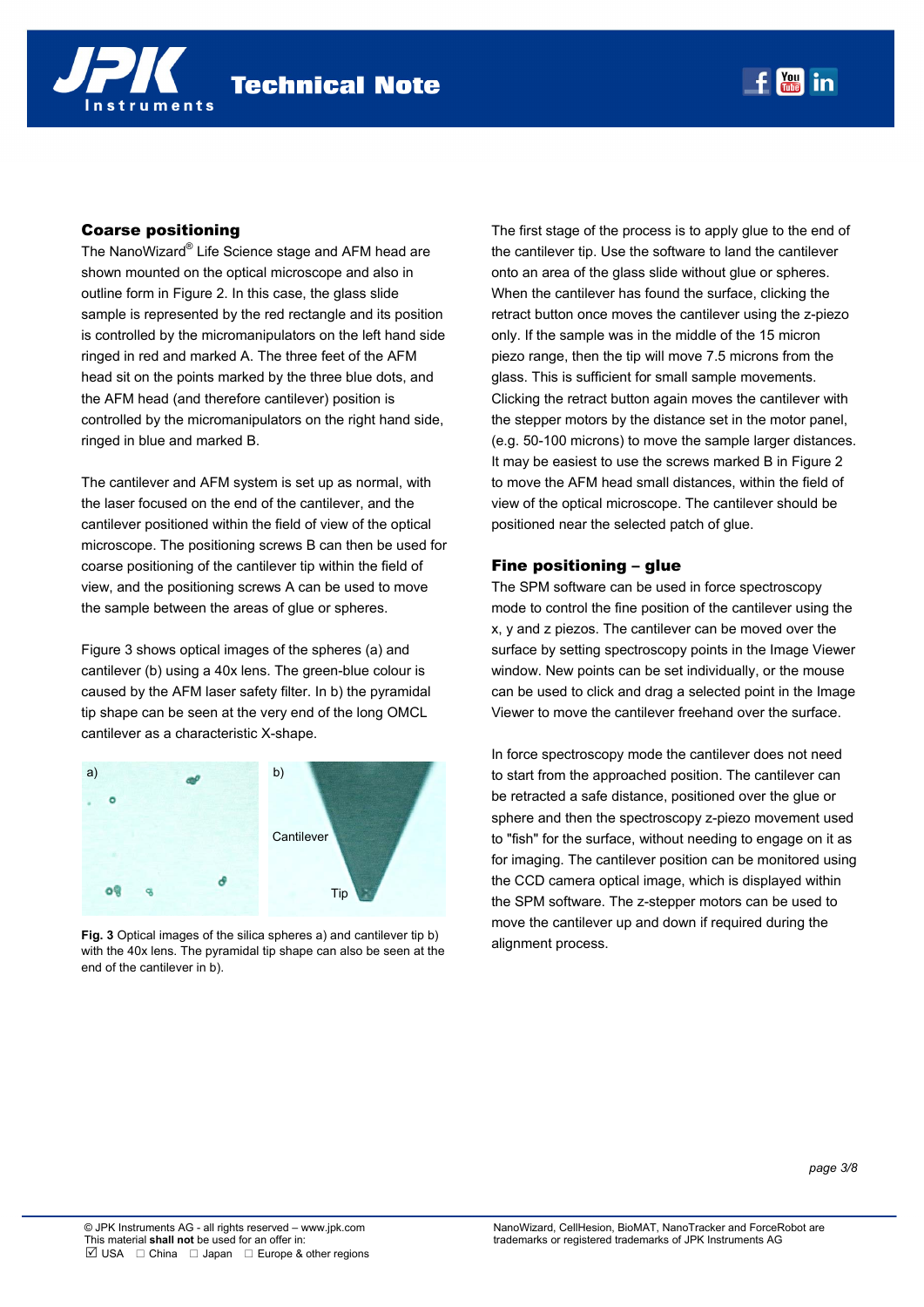### Coarse positioning

The NanoWizard® Life Science stage and AFM head are shown mounted on the optical microscope and also in outline form in Figure 2. In this case, the glass slide sample is represented by the red rectangle and its position is controlled by the micromanipulators on the left hand side ringed in red and marked A. The three feet of the AFM head sit on the points marked by the three blue dots, and the AFM head (and therefore cantilever) position is controlled by the micromanipulators on the right hand side, ringed in blue and marked B.

The cantilever and AFM system is set up as normal, with the laser focused on the end of the cantilever, and the cantilever positioned within the field of view of the optical microscope. The positioning screws B can then be used for coarse positioning of the cantilever tip within the field of view, and the positioning screws A can be used to move the sample between the areas of glue or spheres.

Figure 3 shows optical images of the spheres (a) and cantilever (b) using a 40x lens. The green-blue colour is caused by the AFM laser safety filter. In b) the pyramidal tip shape can be seen at the very end of the long OMCL cantilever as a characteristic X-shape.

**Fig. 3** Optical images of the silica spheres a) and cantilever tip b) with the 40x lens. The pyramidal tip shape can also be seen at the end of the cantilever in b).

The first stage of the process is to apply glue to the end of the cantilever tip. Use the software to land the cantilever onto an area of the glass slide without glue or spheres. When the cantilever has found the surface, clicking the retract button once moves the cantilever using the z-piezo only. If the sample was in the middle of the 15 micron piezo range, then the tip will move 7.5 microns from the glass. This is sufficient for small sample movements. Clicking the retract button again moves the cantilever with the stepper motors by the distance set in the motor panel, (e.g. 50-100 microns) to move the sample larger distances. It may be easiest to use the screws marked B in Figure 2 to move the AFM head small distances, within the field of view of the optical microscope. The cantilever should be positioned near the selected patch of glue.

### Fine positioning – glue

The SPM software can be used in force spectroscopy mode to control the fine position of the cantilever using the x, y and z piezos. The cantilever can be moved over the surface by setting spectroscopy points in the Image Viewer window. New points can be set individually, or the mouse can be used to click and drag a selected point in the Image Viewer to move the cantilever freehand over the surface.

In force spectroscopy mode the cantilever does not need to start from the approached position. The cantilever can be retracted a safe distance, positioned over the glue or sphere and then the spectroscopy z-piezo movement used to "fish" for the surface, without needing to engage on it as for imaging. The cantilever position can be monitored using the CCD camera optical image, which is displayed within the SPM software. The z-stepper motors can be used to move the cantilever up and down if required during the alignment process.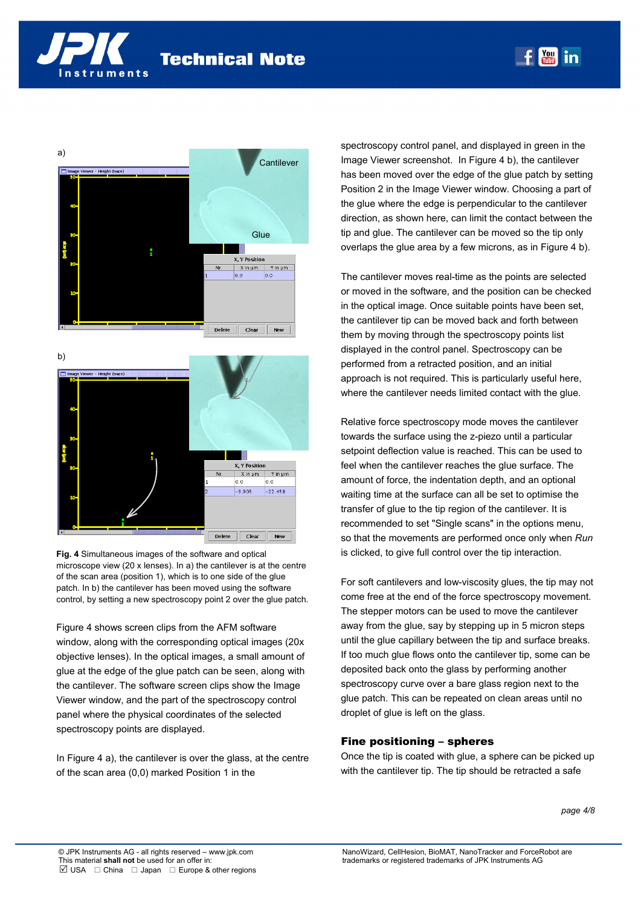Fig. 4 Simultaneous images of the software and optical microscope view (20 x lenses). In a) the cantilever is at the centre of the scan area (position 1), which is to one side of the glue patch. In b) the cantilever has been moved using the software control, by setting a new spectroscopy point 2 over the glue patch.

Figure 4 shows screen clips from the AFM software window, along with the corresponding optical images (20x objective lenses). In the optical images, a small amount of glue at the edge of the glue patch can be seen, along with the cantilever. The software screen clips show the Image Viewer window, and the part of the spectroscopy control panel where the physical coordinates of the selected spectroscopy points are displayed.

In Figure 4 a), the cantilever is over the glass, at the centre of the scan area (0,0) marked Position 1 in the spectroscopy control panel, and displayed in green in the Image Viewer screenshot. In Figure 4 b), the cantilever has been moved over the edge of the glue patch by setting Position 2 in the Image Viewer window. Choosing a part of the glue where the edge is perpendicular to the cantilever direction, as shown here, can limit the contact between the tip and glue. The cantilever can be moved so the tip only overlaps the glue area by a few microns, as in Figure 4 b).

The cantilever moves real-time as the points are selected or moved in the software, and the position can be checked in the optical image. Once suitable points have been set, the cantilever tip can be moved back and forth between them by moving through the spectroscopy points list displayed in the control panel. Spectroscopy can be performed from a retracted position, and an initial approach is not required. This is particularly useful here, where the cantilever needs limited contact with the glue.

Relative force spectroscopy mode moves the cantilever towards the surface using the z-piezo until a particular setpoint deflection value is reached. This can be used to feel when the cantilever reaches the glue surface. The amount of force, the indentation depth, and an optional waiting time at the surface can all be set to optimise the transfer of glue to the tip region of the cantilever. It is recommended to set "Single scans" in the options menu, so that the movements are performed once only when *Run* is clicked, to give full control over the tip interaction.

For soft cantilevers and low-viscosity glues, the tip may not come free at the end of the force spectroscopy movement. The stepper motors can be used to move the cantilever away from the glue, say by stepping up in 5 micron steps until the glue capillary between the tip and surface breaks. If too much glue flows onto the cantilever tip, some can be deposited back onto the glass by performing another spectroscopy curve over a bare glass region next to the glue patch. This can be repeated on clean areas until no droplet of glue is left on the glass.

## Fine positioning – spheres

Once the tip is coated with glue, a sphere can be picked up with the cantilever tip. The tip should be retracted a safe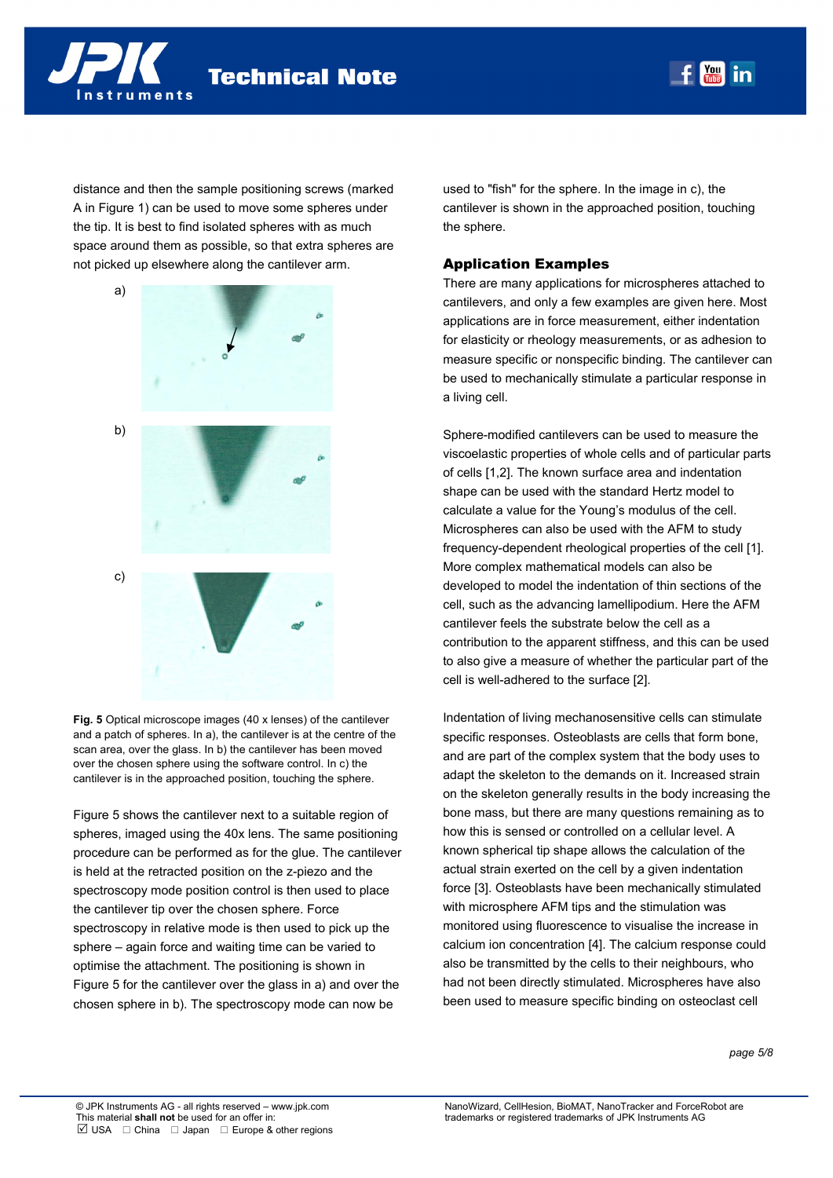distance and then the sample positioning screws (marked A in Figure 1) can be used to move some spheres under the tip. It is best to find isolated spheres with as much space around them as possible, so that extra spheres are not picked up elsewhere along the cantilever arm.

**Fig. 5** Optical microscope images (40 x lenses) of the cantilever and a patch of spheres. In a), the cantilever is at the centre of the scan area, over the glass. In b) the cantilever has been moved over the chosen sphere using the software control. In c) the cantilever is in the approached position, touching the sphere.

Figure 5 shows the cantilever next to a suitable region of spheres, imaged using the 40x lens. The same positioning procedure can be performed as for the glue. The cantilever is held at the retracted position on the z-piezo and the spectroscopy mode position control is then used to place the cantilever tip over the chosen sphere. Force spectroscopy in relative mode is then used to pick up the sphere – again force and waiting time can be varied to optimise the attachment. The positioning is shown in Figure 5 for the cantilever over the glass in a) and over the chosen sphere in b). The spectroscopy mode can now be used to "fish" for the sphere. In the image in c), the cantilever is shown in the approached position, touching the sphere.

## Application Examples

There are many applications for microspheres attached to cantilevers, and only a few examples are given here. Most applications are in force measurement, either indentation for elasticity or rheology measurements, or as adhesion to measure specific or nonspecific binding. The cantilever can be used to mechanically stimulate a particular response in a living cell.

Sphere-modified cantilevers can be used to measure the viscoelastic properties of whole cells and of particular parts of cells [1,2]. The known surface area and indentation shape can be used with the standard Hertz model to calculate a value for the Young's modulus of the cell. Microspheres can also be used with the AFM to study frequency-dependent rheological properties of the cell [1]. More complex mathematical models can also be developed to model the indentation of thin sections of the cell, such as the advancing lamellipodium. Here the AFM cantilever feels the substrate below the cell as a contribution to the apparent stiffness, and this can be used to also give a measure of whether the particular part of the cell is well-adhered to the surface [2].

Indentation of living mechanosensitive cells can stimulate specific responses. Osteoblasts are cells that form bone, and are part of the complex system that the body uses to adapt the skeleton to the demands on it. Increased strain on the skeleton generally results in the body increasing the bone mass, but there are many questions remaining as to how this is sensed or controlled on a cellular level. A known spherical tip shape allows the calculation of the actual strain exerted on the cell by a given indentation force [3]. Osteoblasts have been mechanically stimulated with microsphere AFM tips and the stimulation was monitored using fluorescence to visualise the increase in calcium ion concentration [4]. The calcium response could also be transmitted by the cells to their neighbours, who had not been directly stimulated. Microspheres have also been used to measure specific binding on osteoclast cell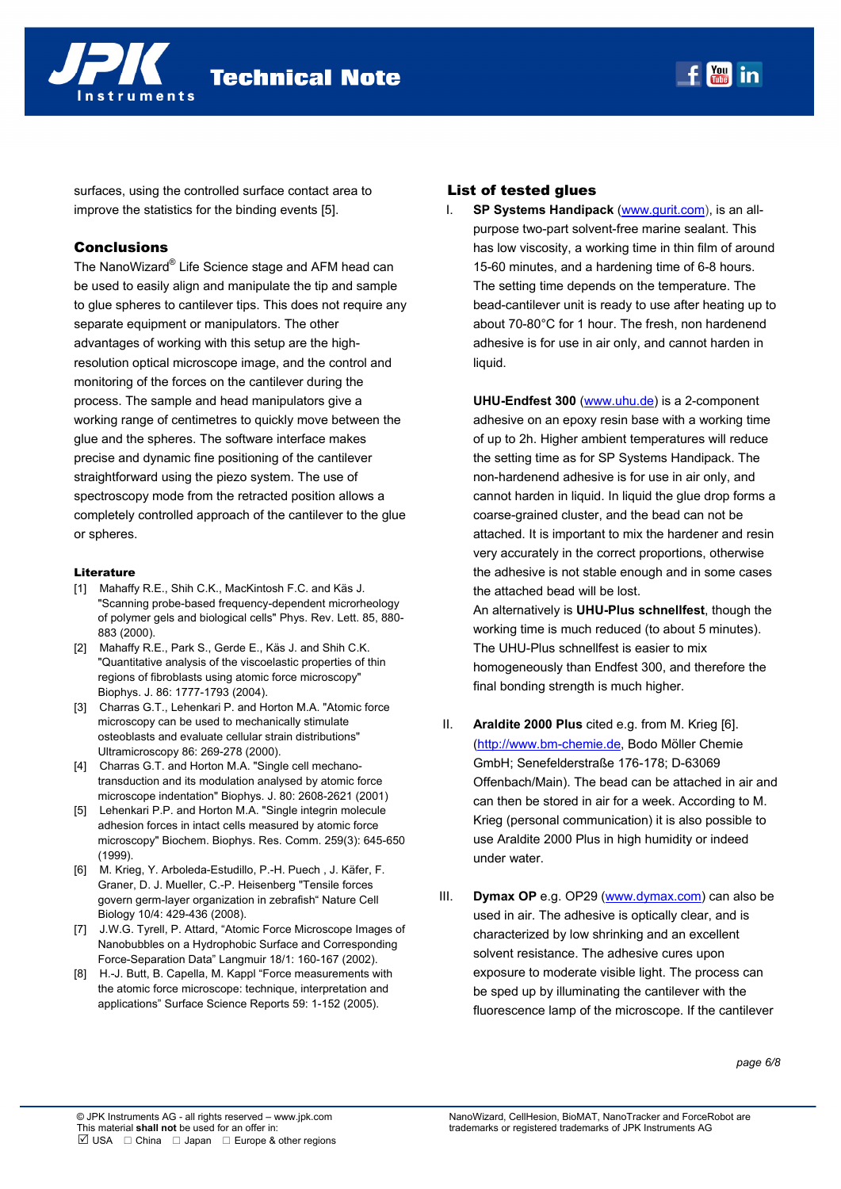surfaces, using the controlled surface contact area to improve the statistics for the binding events [5].

## Conclusions

The NanoWizard® Life Science stage and AFM head can be used to easily align and manipulate the tip and sample to glue spheres to cantilever tips. This does not require any separate equipment or manipulators. The other advantages of working with this setup are the high-resolution optical microscope image, and the control and monitoring of the forces on the cantilever during the process. The sample and head manipulators give a working range of centimetres to quickly move between the glue and the spheres. The software interface makes precise and dynamic fine positioning of the cantilever straightforward using the piezo system. The use of spectroscopy mode from the retracted position allows a completely controlled approach of the cantilever to the glue or spheres.

### Literature

[1] Mahaffy R.E., Shih C.K., MacKintosh F.C. and Käs J. "Scanning probe-based frequency-dependent microrheology of polymer gels and biological cells" Phys. Rev. Lett. 85, 880-883 (2000).

[2] Mahaffy R.E., Park S., Gerde E., Käs J. and Shih C.K. "Quantitative analysis of the viscoelastic properties of thin regions of fibroblasts using atomic force microscopy" Biophys. J. 86: 1777-1793 (2004).

[3] Charras G.T., Lehenkari P. and Horton M.A. "Atomic force microscopy can be used to mechanically stimulate osteoblasts and evaluate cellular strain distributions" Ultramicroscopy 86: 269-278 (2000).

[4] Charras G.T. and Horton M.A. "Single cell mechano-transduction and its modulation analysed by atomic force microscope indentation" Biophys. J. 80: 2608-2621 (2001)

[5] Lehenkari P.P. and Horton M.A. "Single integrin molecule adhesion forces in intact cells measured by atomic force microscopy" Biochem. Biophys. Res. Comm. 259(3): 645-650 (1999).

[6] M. Krieg, Y. Arboleda-Estudillo, P.-H. Puech , J. Käfer, F. Graner, D. J. Mueller, C.-P. Heisenberg "Tensile forces govern germ-layer organization in zebrafish" Nature Cell Biology 10/4: 429-436 (2008).

[7] J.W.G. Tyrell, P. Attard, "Atomic Force Microscope Images of Nanobubbles on a Hydrophobic Surface and Corresponding Force-Separation Data" Langmuir 18/1: 160-167 (2002).

[8] H.-J. Butt, B. Capella, M. Kappl "Force measurements with the atomic force microscope: technique, interpretation and applications" Surface Science Reports 59: 1-152 (2005).

## List of tested glues

I. **SP Systems Handipack** (www.gurit.com), is an all-purpose two-part solvent-free marine sealant. This has low viscosity, a working time in thin film of around 15-60 minutes, and a hardening time of 6-8 hours. The setting time depends on the temperature. The bead-cantilever unit is ready to use after heating up to about 70-80°C for 1 hour. The fresh, non hardenend adhesive is for use in air only, and cannot harden in liquid.

   **UHU-Endfest 300** (www.uhu.de) is a 2-component adhesive on an epoxy resin base with a working time of up to 2h. Higher ambient temperatures will reduce the setting time as for SP Systems Handipack. The non-hardenend adhesive is for use in air only, and cannot harden in liquid. In liquid the glue drop forms a coarse-grained cluster, and the bead can not be attached. It is important to mix the hardener and resin very accurately in the correct proportions, otherwise the adhesive is not stable enough and in some cases the attached bead will be lost.
   An alternatively is **UHU-Plus schnellfest**, though the working time is much reduced (to about 5 minutes). The UHU-Plus schnellfest is easier to mix homogeneously than Endfest 300, and therefore the final bonding strength is much higher.

II. **Araldite 2000 Plus** cited e.g. from M. Krieg [6]. (http://www.bm-chemie.de, Bodo Möller Chemie GmbH; Senefelderstraße 176-178; D-63069 Offenbach/Main). The bead can be attached in air and can then be stored in air for a week. According to M. Krieg (personal communication) it is also possible to use Araldite 2000 Plus in high humidity or indeed under water.

III. **Dymax OP** e.g. OP29 (www.dymax.com) can also be used in air. The adhesive is optically clear, and is characterized by low shrinking and an excellent solvent resistance. The adhesive cures upon exposure to moderate visible light. The process can be sped up by illuminating the cantilever with the fluorescence lamp of the microscope. If the cantilever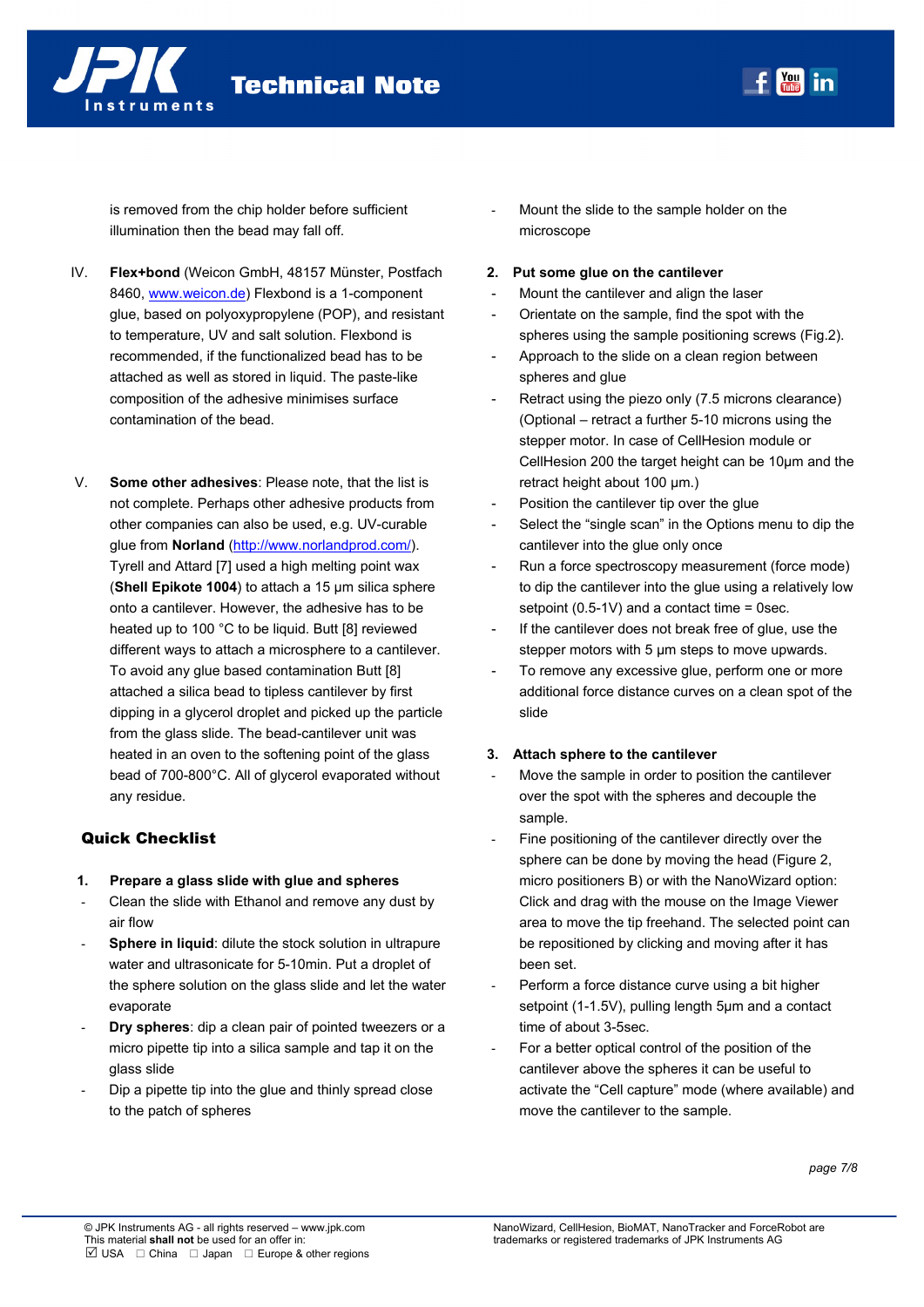is removed from the chip holder before sufficient illumination then the bead may fall off.

IV. **Flex+bond** (Weicon GmbH, 48157 Münster, Postfach 8460, www.weicon.de) Flexbond is a 1-component glue, based on polyoxypropylene (POP), and resistant to temperature, UV and salt solution. Flexbond is recommended, if the functionalized bead has to be attached as well as stored in liquid. The paste-like composition of the adhesive minimises surface contamination of the bead.

V. **Some other adhesives**: Please note, that the list is not complete. Perhaps other adhesive products from other companies can also be used, e.g. UV-curable glue from **Norland** (http://www.norlandprod.com/). Tyrell and Attard [7] used a high melting point wax (**Shell Epikote 1004**) to attach a 15 µm silica sphere onto a cantilever. However, the adhesive has to be heated up to 100 °C to be liquid. Butt [8] reviewed different ways to attach a microsphere to a cantilever. To avoid any glue based contamination Butt [8] attached a silica bead to tipless cantilever by first dipping in a glycerol droplet and picked up the particle from the glass slide. The bead-cantilever unit was heated in an oven to the softening point of the glass bead of 700-800°C. All of glycerol evaporated without any residue.

## Quick Checklist

**1. Prepare a glass slide with glue and spheres**

- Clean the slide with Ethanol and remove any dust by air flow
- **Sphere in liquid**: dilute the stock solution in ultrapure water and ultrasonicate for 5-10min. Put a droplet of the sphere solution on the glass slide and let the water evaporate
- **Dry spheres**: dip a clean pair of pointed tweezers or a micro pipette tip into a silica sample and tap it on the glass slide
- Dip a pipette tip into the glue and thinly spread close to the patch of spheres
- Mount the slide to the sample holder on the microscope

**2. Put some glue on the cantilever**

- Mount the cantilever and align the laser
- Orientate on the sample, find the spot with the spheres using the sample positioning screws (Fig.2).
- Approach to the slide on a clean region between spheres and glue
- Retract using the piezo only (7.5 microns clearance) (Optional – retract a further 5-10 microns using the stepper motor. In case of CellHesion module or CellHesion 200 the target height can be 10µm and the retract height about 100 µm.)
- Position the cantilever tip over the glue
- Select the “single scan” in the Options menu to dip the cantilever into the glue only once
- Run a force spectroscopy measurement (force mode) to dip the cantilever into the glue using a relatively low setpoint (0.5-1V) and a contact time = 0sec.
- If the cantilever does not break free of glue, use the stepper motors with 5 µm steps to move upwards.
- To remove any excessive glue, perform one or more additional force distance curves on a clean spot of the slide

**3. Attach sphere to the cantilever**

- Move the sample in order to position the cantilever over the spot with the spheres and decouple the sample.
- Fine positioning of the cantilever directly over the sphere can be done by moving the head (Figure 2, micro positioners B) or with the NanoWizard option: Click and drag with the mouse on the Image Viewer area to move the tip freehand. The selected point can be repositioned by clicking and moving after it has been set.
- Perform a force distance curve using a bit higher setpoint (1-1.5V), pulling length 5µm and a contact time of about 3-5sec.
- For a better optical control of the position of the cantilever above the spheres it can be useful to activate the “Cell capture” mode (where available) and move the cantilever to the sample.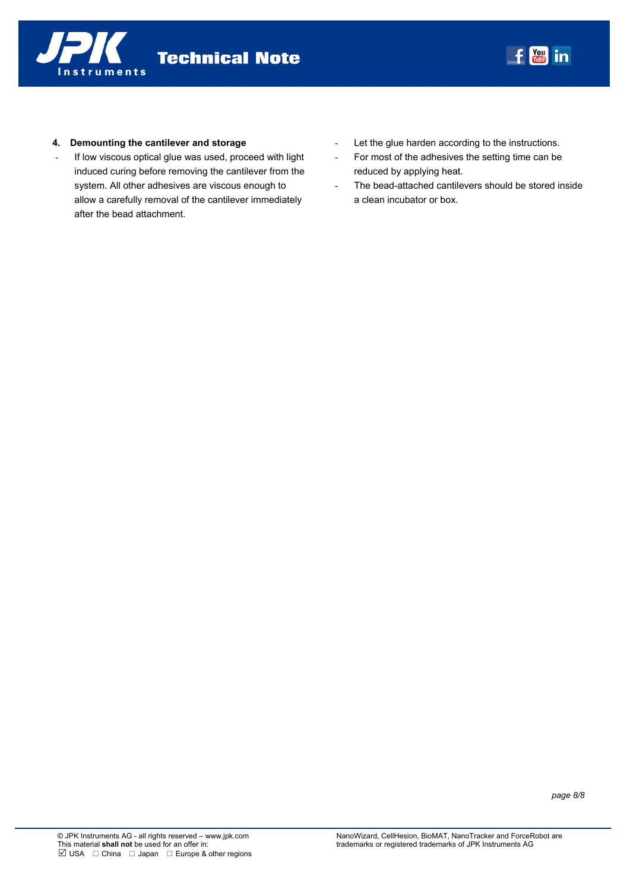#### 4. Demounting the cantilever and storage

- If low viscous optical glue was used, proceed with light induced curing before removing the cantilever from the system. All other adhesives are viscous enough to allow a carefully removal of the cantilever immediately after the bead attachment.
- Let the glue harden according to the instructions.
- For most of the adhesives the setting time can be reduced by applying heat.
- The bead-attached cantilevers should be stored inside a clean incubator or box.